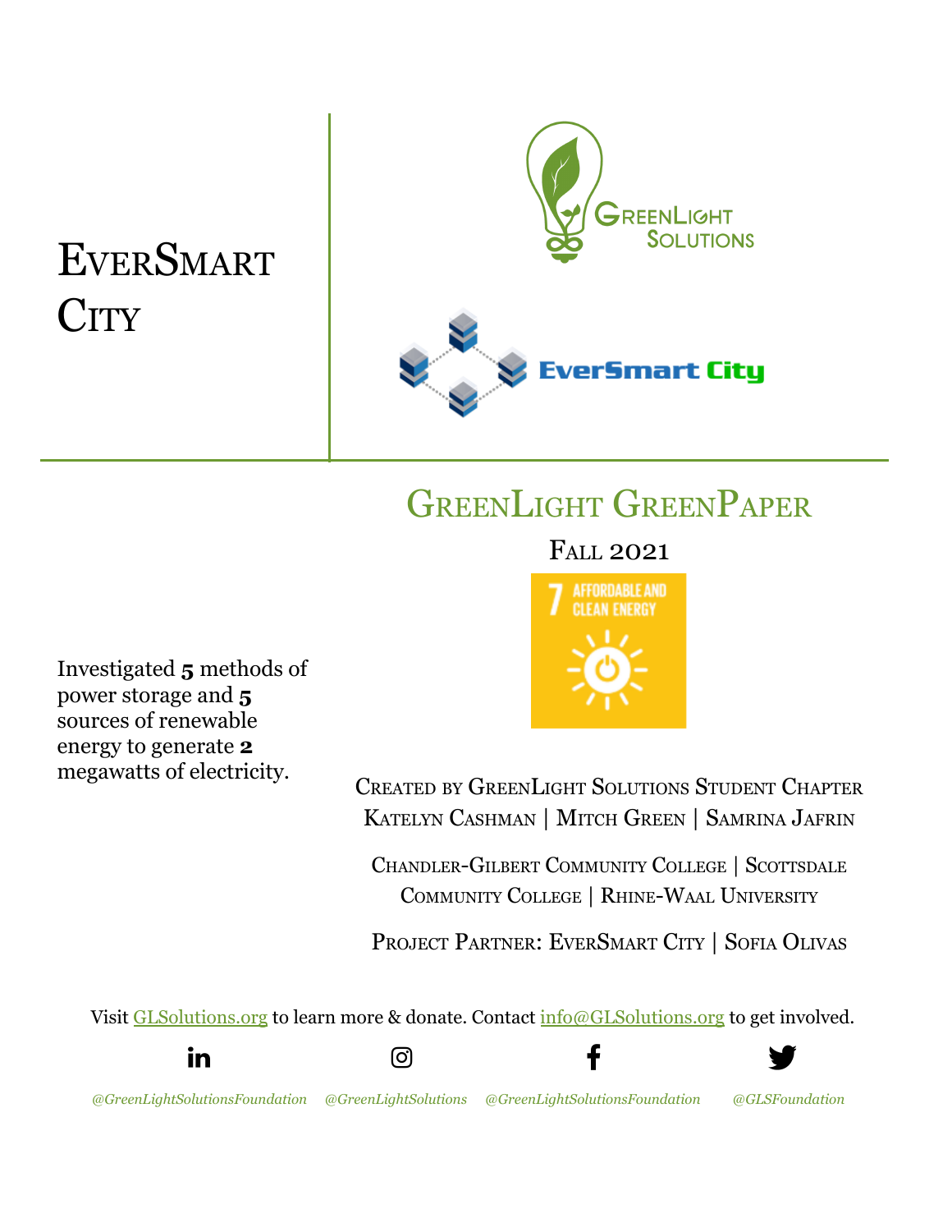# EverSmart City

## GreenLight GreenPaper

Fall 2021

Investigated **5** methods of power storage and **5** sources of renewable energy to generate **2** megawatts of electricity.

Created by GreenLight Solutions Student Chapter
Katelyn Cashman | Mitch Green | Samrina Jafrin

Chandler-Gilbert Community College | Scottsdale Community College | Rhine-Waal University

Project Partner: EverSmart City | Sofia Olivas

Visit GLSolutions.org to learn more & donate. Contact info@GLSolutions.org to get involved.

*@GreenLightSolutionsFoundation* *@GreenLightSolutions* *@GreenLightSolutionsFoundation* *@GLSFoundation*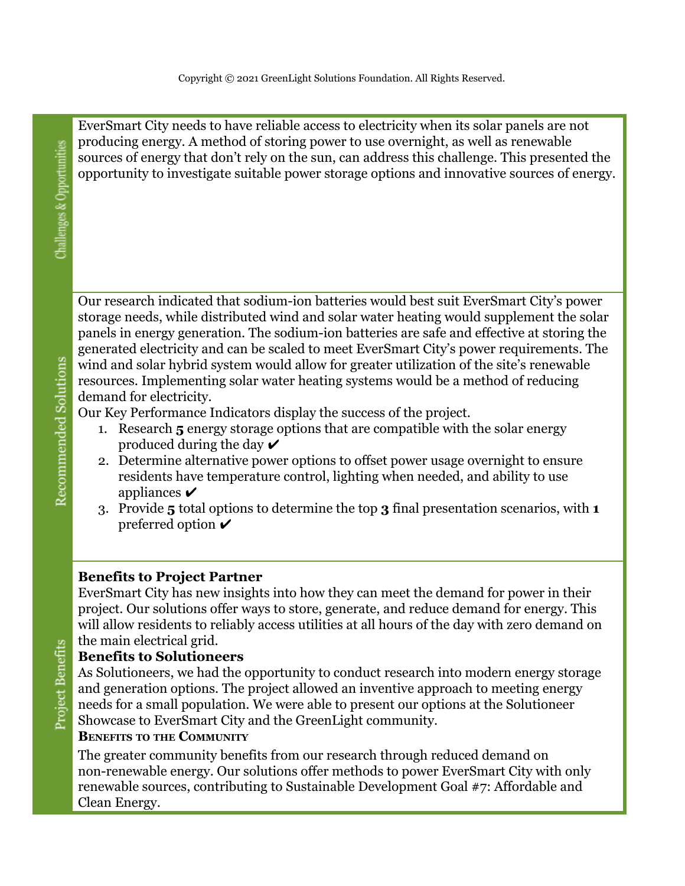Copyright © 2021 GreenLight Solutions Foundation. All Rights Reserved.

## Challenges & Opportunities

EverSmart City needs to have reliable access to electricity when its solar panels are not producing energy. A method of storing power to use overnight, as well as renewable sources of energy that don't rely on the sun, can address this challenge. This presented the opportunity to investigate suitable power storage options and innovative sources of energy.

## Recommended Solutions

Our research indicated that sodium-ion batteries would best suit EverSmart City's power storage needs, while distributed wind and solar water heating would supplement the solar panels in energy generation. The sodium-ion batteries are safe and effective at storing the generated electricity and can be scaled to meet EverSmart City's power requirements. The wind and solar hybrid system would allow for greater utilization of the site's renewable resources. Implementing solar water heating systems would be a method of reducing demand for electricity.

Our Key Performance Indicators display the success of the project.

1. Research **5** energy storage options that are compatible with the solar energy produced during the day ✔
2. Determine alternative power options to offset power usage overnight to ensure residents have temperature control, lighting when needed, and ability to use appliances ✔
3. Provide **5** total options to determine the top **3** final presentation scenarios, with **1** preferred option ✔

## Project Benefits

**Benefits to Project Partner**

EverSmart City has new insights into how they can meet the demand for power in their project. Our solutions offer ways to store, generate, and reduce demand for energy. This will allow residents to reliably access utilities at all hours of the day with zero demand on the main electrical grid.

**Benefits to Solutioneers**

As Solutioneers, we had the opportunity to conduct research into modern energy storage and generation options. The project allowed an inventive approach to meeting energy needs for a small population. We were able to present our options at the Solutioneer Showcase to EverSmart City and the GreenLight community.

**Benefits to the Community**

The greater community benefits from our research through reduced demand on non-renewable energy. Our solutions offer methods to power EverSmart City with only renewable sources, contributing to Sustainable Development Goal #7: Affordable and Clean Energy.